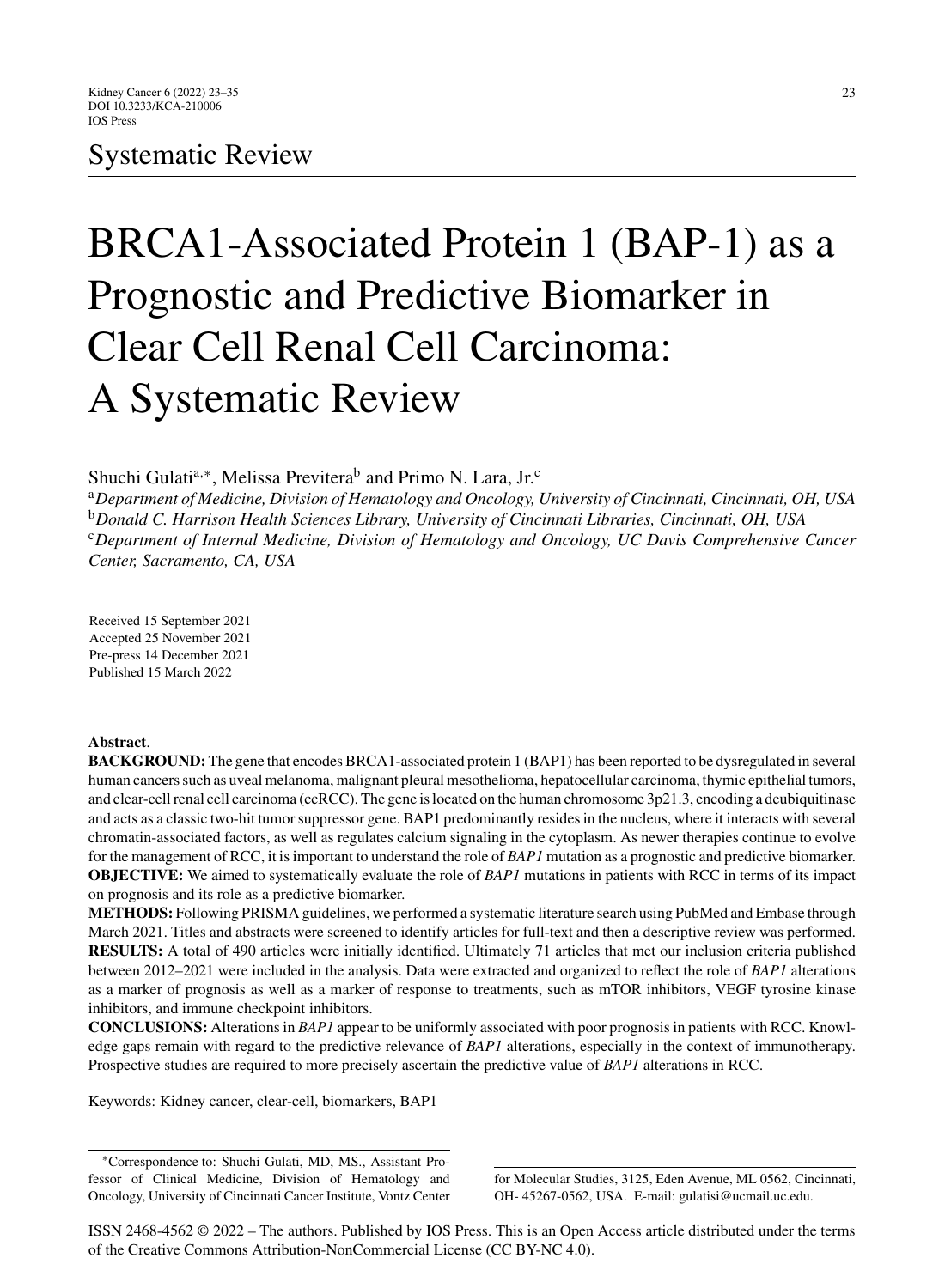Systematic Review

# BRCA1-Associated Protein 1 (BAP-1) as a Prognostic and Predictive Biomarker in Clear Cell Renal Cell Carcinoma: A Systematic Review

Shuchi Gulati[a,*], Melissa Previtera[b] and Primo N. Lara, Jr.[c]

[a]*Department of Medicine, Division of Hematology and Oncology, University of Cincinnati, Cincinnati, OH, USA*
[b]*Donald C. Harrison Health Sciences Library, University of Cincinnati Libraries, Cincinnati, OH, USA*
[c]*Department of Internal Medicine, Division of Hematology and Oncology, UC Davis Comprehensive Cancer Center, Sacramento, CA, USA*

Received 15 September 2021
Accepted 25 November 2021
Pre-press 14 December 2021
Published 15 March 2022

**Abstract**.

**BACKGROUND:** The gene that encodes BRCA1-associated protein 1 (BAP1) has been reported to be dysregulated in several human cancers such as uveal melanoma, malignant pleural mesothelioma, hepatocellular carcinoma, thymic epithelial tumors, and clear-cell renal cell carcinoma (ccRCC). The gene is located on the human chromosome 3p21.3, encoding a deubiquitinase and acts as a classic two-hit tumor suppressor gene. BAP1 predominantly resides in the nucleus, where it interacts with several chromatin-associated factors, as well as regulates calcium signaling in the cytoplasm. As newer therapies continue to evolve for the management of RCC, it is important to understand the role of *BAP1* mutation as a prognostic and predictive biomarker.

**OBJECTIVE:** We aimed to systematically evaluate the role of *BAP1* mutations in patients with RCC in terms of its impact on prognosis and its role as a predictive biomarker.

**METHODS:** Following PRISMA guidelines, we performed a systematic literature search using PubMed and Embase through March 2021. Titles and abstracts were screened to identify articles for full-text and then a descriptive review was performed.

**RESULTS:** A total of 490 articles were initially identified. Ultimately 71 articles that met our inclusion criteria published between 2012–2021 were included in the analysis. Data were extracted and organized to reflect the role of *BAP1* alterations as a marker of prognosis as well as a marker of response to treatments, such as mTOR inhibitors, VEGF tyrosine kinase inhibitors, and immune checkpoint inhibitors.

**CONCLUSIONS:** Alterations in *BAP1* appear to be uniformly associated with poor prognosis in patients with RCC. Knowledge gaps remain with regard to the predictive relevance of *BAP1* alterations, especially in the context of immunotherapy. Prospective studies are required to more precisely ascertain the predictive value of *BAP1* alterations in RCC.

Keywords: Kidney cancer, clear-cell, biomarkers, BAP1

*Correspondence to: Shuchi Gulati, MD, MS., Assistant Professor of Clinical Medicine, Division of Hematology and Oncology, University of Cincinnati Cancer Institute, Vontz Center for Molecular Studies, 3125, Eden Avenue, ML 0562, Cincinnati, OH- 45267-0562, USA. E-mail: gulatisi@ucmail.uc.edu.

ISSN 2468-4562 © 2022 – The authors. Published by IOS Press. This is an Open Access article distributed under the terms of the Creative Commons Attribution-NonCommercial License (CC BY-NC 4.0).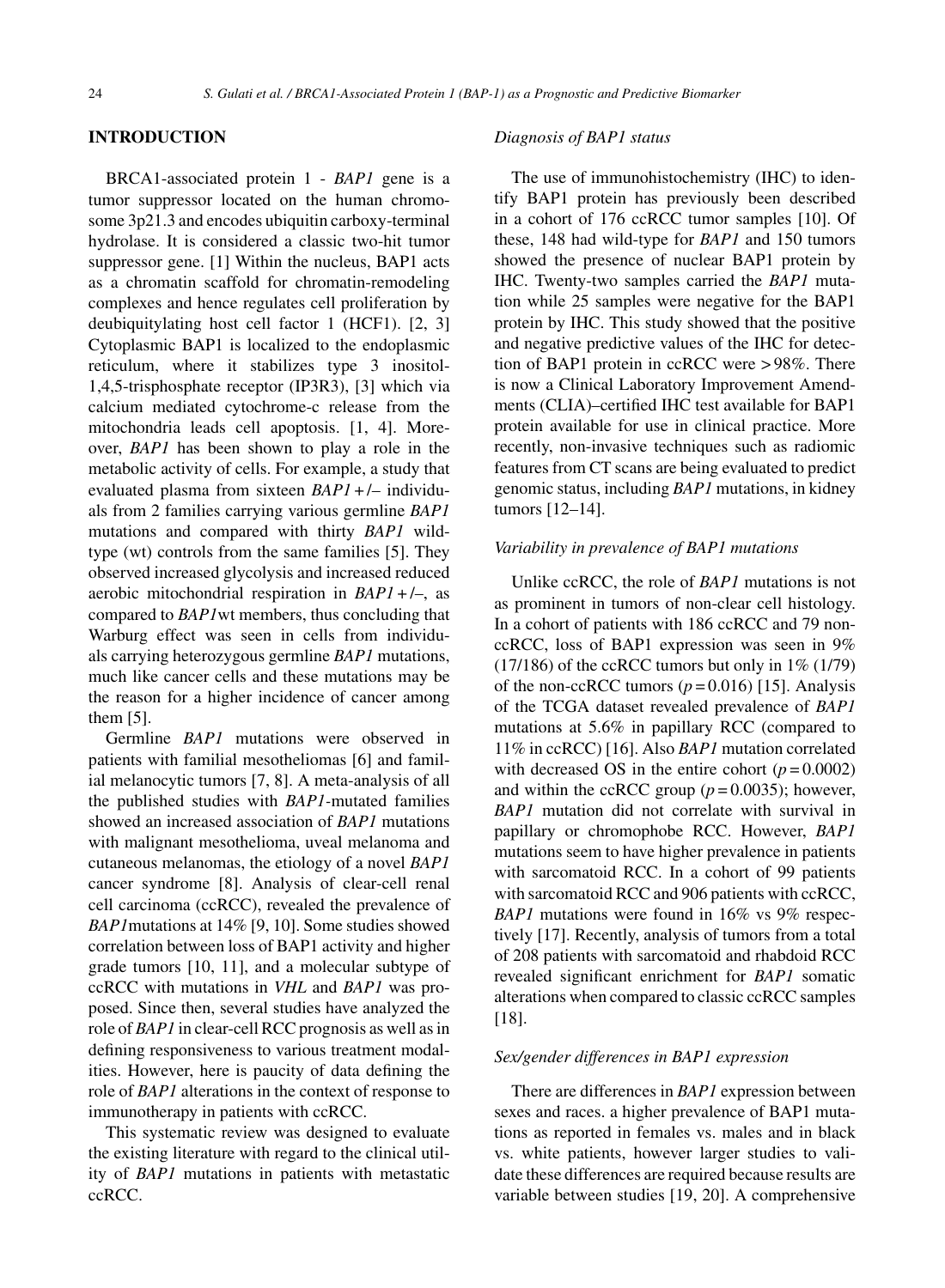## INTRODUCTION

BRCA1-associated protein 1 - *BAP1* gene is a tumor suppressor located on the human chromosome 3p21.3 and encodes ubiquitin carboxy-terminal hydrolase. It is considered a classic two-hit tumor suppressor gene. [1] Within the nucleus, BAP1 acts as a chromatin scaffold for chromatin-remodeling complexes and hence regulates cell proliferation by deubiquitylating host cell factor 1 (HCF1). [2, 3] Cytoplasmic BAP1 is localized to the endoplasmic reticulum, where it stabilizes type 3 inositol-1,4,5-trisphosphate receptor (IP3R3), [3] which via calcium mediated cytochrome-c release from the mitochondria leads cell apoptosis. [1, 4]. Moreover, *BAP1* has been shown to play a role in the metabolic activity of cells. For example, a study that evaluated plasma from sixteen *BAP1* +/– individuals from 2 families carrying various germline *BAP1* mutations and compared with thirty *BAP1* wild-type (wt) controls from the same families [5]. They observed increased glycolysis and increased reduced aerobic mitochondrial respiration in *BAP1* +/–, as compared to *BAP1*wt members, thus concluding that Warburg effect was seen in cells from individuals carrying heterozygous germline *BAP1* mutations, much like cancer cells and these mutations may be the reason for a higher incidence of cancer among them [5].

Germline *BAP1* mutations were observed in patients with familial mesotheliomas [6] and familial melanocytic tumors [7, 8]. A meta-analysis of all the published studies with *BAP1*-mutated families showed an increased association of *BAP1* mutations with malignant mesothelioma, uveal melanoma and cutaneous melanomas, the etiology of a novel *BAP1* cancer syndrome [8]. Analysis of clear-cell renal cell carcinoma (ccRCC), revealed the prevalence of *BAP1*mutations at 14% [9, 10]. Some studies showed correlation between loss of BAP1 activity and higher grade tumors [10, 11], and a molecular subtype of ccRCC with mutations in *VHL* and *BAP1* was proposed. Since then, several studies have analyzed the role of *BAP1* in clear-cell RCC prognosis as well as in defining responsiveness to various treatment modalities. However, here is paucity of data defining the role of *BAP1* alterations in the context of response to immunotherapy in patients with ccRCC.

This systematic review was designed to evaluate the existing literature with regard to the clinical utility of *BAP1* mutations in patients with metastatic ccRCC.

### *Diagnosis of BAP1 status*

The use of immunohistochemistry (IHC) to identify BAP1 protein has previously been described in a cohort of 176 ccRCC tumor samples [10]. Of these, 148 had wild-type for *BAP1* and 150 tumors showed the presence of nuclear BAP1 protein by IHC. Twenty-two samples carried the *BAP1* mutation while 25 samples were negative for the BAP1 protein by IHC. This study showed that the positive and negative predictive values of the IHC for detection of BAP1 protein in ccRCC were >98%. There is now a Clinical Laboratory Improvement Amendments (CLIA)–certified IHC test available for BAP1 protein available for use in clinical practice. More recently, non-invasive techniques such as radiomic features from CT scans are being evaluated to predict genomic status, including *BAP1* mutations, in kidney tumors [12–14].

### *Variability in prevalence of BAP1 mutations*

Unlike ccRCC, the role of *BAP1* mutations is not as prominent in tumors of non-clear cell histology. In a cohort of patients with 186 ccRCC and 79 non-ccRCC, loss of BAP1 expression was seen in 9% (17/186) of the ccRCC tumors but only in 1% (1/79) of the non-ccRCC tumors ($p = 0.016$) [15]. Analysis of the TCGA dataset revealed prevalence of *BAP1* mutations at 5.6% in papillary RCC (compared to 11% in ccRCC) [16]. Also *BAP1* mutation correlated with decreased OS in the entire cohort ($p = 0.0002$) and within the ccRCC group ($p = 0.0035$); however, *BAP1* mutation did not correlate with survival in papillary or chromophobe RCC. However, *BAP1* mutations seem to have higher prevalence in patients with sarcomatoid RCC. In a cohort of 99 patients with sarcomatoid RCC and 906 patients with ccRCC, *BAP1* mutations were found in 16% vs 9% respectively [17]. Recently, analysis of tumors from a total of 208 patients with sarcomatoid and rhabdoid RCC revealed significant enrichment for *BAP1* somatic alterations when compared to classic ccRCC samples [18].

### *Sex/gender differences in BAP1 expression*

There are differences in *BAP1* expression between sexes and races. a higher prevalence of BAP1 mutations as reported in females vs. males and in black vs. white patients, however larger studies to validate these differences are required because results are variable between studies [19, 20]. A comprehensive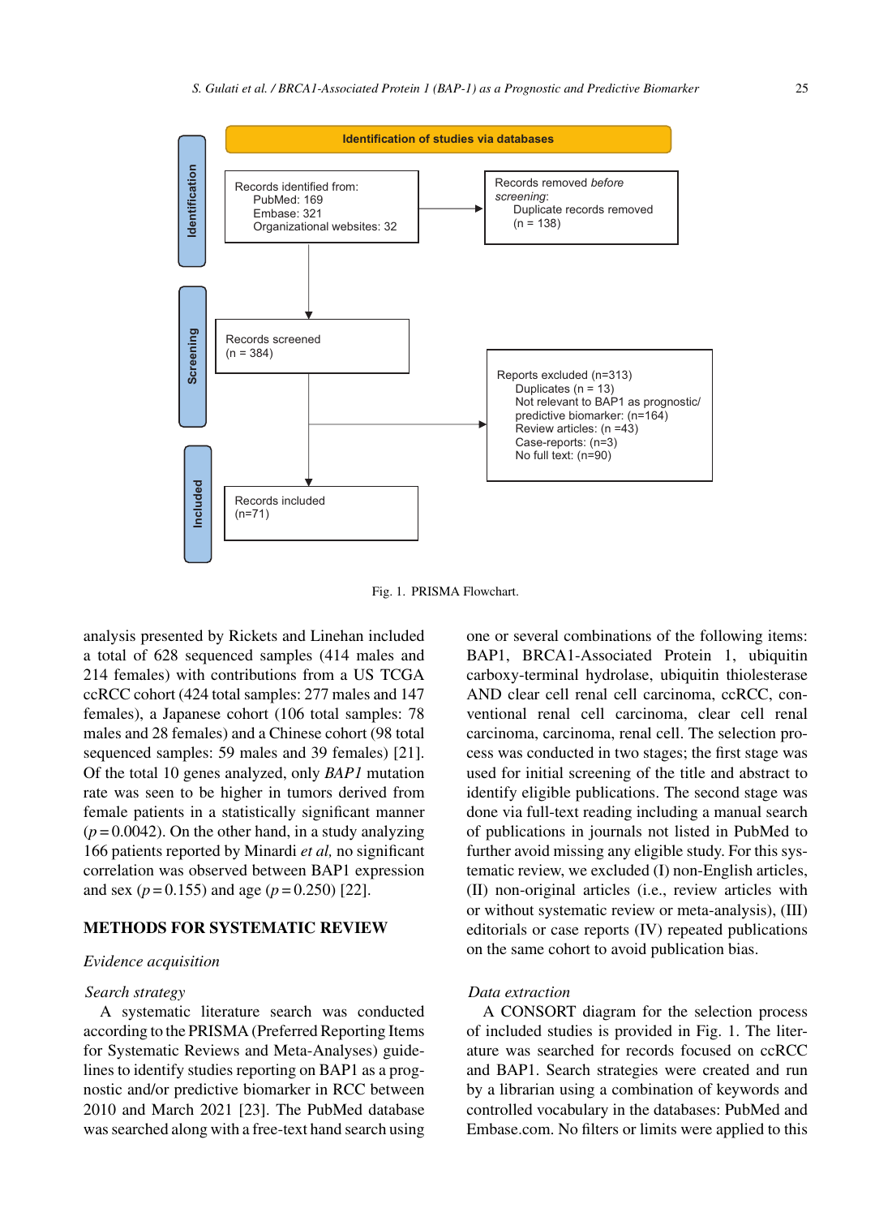Identification of studies via databases

**Identification**

Records identified from:
PubMed: 169
Embase: 321
Organizational websites: 32

Records removed *before screening*:
Duplicate records removed (n = 138)

**Screening**

Records screened (n = 384)

Reports excluded (n=313)
Duplicates (n = 13)
Not relevant to BAP1 as prognostic/predictive biomarker: (n=164)
Review articles: (n =43)
Case-reports: (n=3)
No full text: (n=90)

**Included**

Records included (n=71)

Fig. 1. PRISMA Flowchart.

analysis presented by Rickets and Linehan included a total of 628 sequenced samples (414 males and 214 females) with contributions from a US TCGA ccRCC cohort (424 total samples: 277 males and 147 females), a Japanese cohort (106 total samples: 78 males and 28 females) and a Chinese cohort (98 total sequenced samples: 59 males and 39 females) [21]. Of the total 10 genes analyzed, only *BAP1* mutation rate was seen to be higher in tumors derived from female patients in a statistically significant manner ($p = 0.0042$). On the other hand, in a study analyzing 166 patients reported by Minardi *et al,* no significant correlation was observed between BAP1 expression and sex ($p = 0.155$) and age ($p = 0.250$) [22].

## METHODS FOR SYSTEMATIC REVIEW

### *Evidence acquisition*

#### *Search strategy*

A systematic literature search was conducted according to the PRISMA (Preferred Reporting Items for Systematic Reviews and Meta-Analyses) guidelines to identify studies reporting on BAP1 as a prognostic and/or predictive biomarker in RCC between 2010 and March 2021 [23]. The PubMed database was searched along with a free-text hand search using one or several combinations of the following items: BAP1, BRCA1-Associated Protein 1, ubiquitin carboxy-terminal hydrolase, ubiquitin thiolesterase AND clear cell renal cell carcinoma, ccRCC, conventional renal cell carcinoma, clear cell renal carcinoma, renal cell. The selection process was conducted in two stages; the first stage was used for initial screening of the title and abstract to identify eligible publications. The second stage was done via full-text reading including a manual search of publications in journals not listed in PubMed to further avoid missing any eligible study. For this systematic review, we excluded (I) non-English articles, (II) non-original articles (i.e., review articles with or without systematic review or meta-analysis), (III) editorials or case reports (IV) repeated publications on the same cohort to avoid publication bias.

#### *Data extraction*

A CONSORT diagram for the selection process of included studies is provided in Fig. 1. The literature was searched for records focused on ccRCC and BAP1. Search strategies were created and run by a librarian using a combination of keywords and controlled vocabulary in the databases: PubMed and Embase.com. No filters or limits were applied to this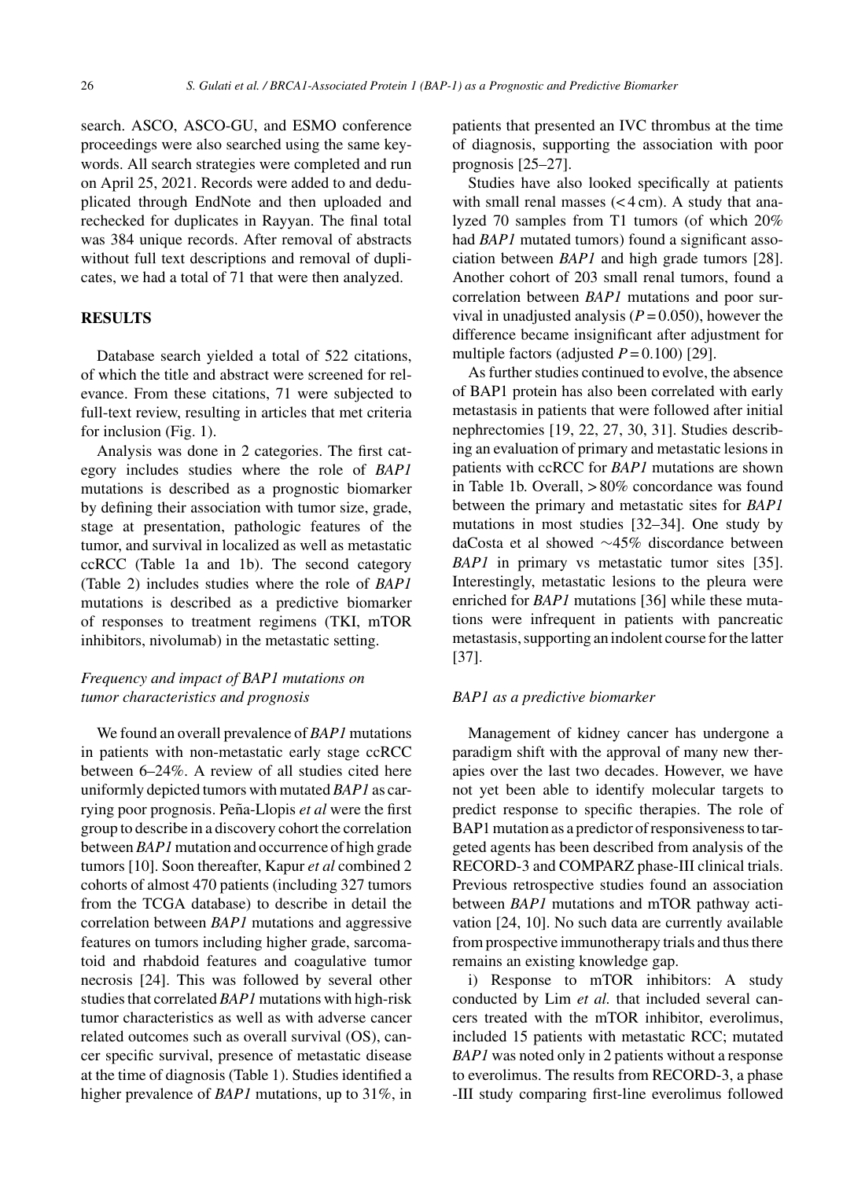search. ASCO, ASCO-GU, and ESMO conference proceedings were also searched using the same keywords. All search strategies were completed and run on April 25, 2021. Records were added to and deduplicated through EndNote and then uploaded and rechecked for duplicates in Rayyan. The final total was 384 unique records. After removal of abstracts without full text descriptions and removal of duplicates, we had a total of 71 that were then analyzed.

## RESULTS

Database search yielded a total of 522 citations, of which the title and abstract were screened for relevance. From these citations, 71 were subjected to full-text review, resulting in articles that met criteria for inclusion (Fig. 1).

Analysis was done in 2 categories. The first category includes studies where the role of *BAP1* mutations is described as a prognostic biomarker by defining their association with tumor size, grade, stage at presentation, pathologic features of the tumor, and survival in localized as well as metastatic ccRCC (Table 1a and 1b). The second category (Table 2) includes studies where the role of *BAP1* mutations is described as a predictive biomarker of responses to treatment regimens (TKI, mTOR inhibitors, nivolumab) in the metastatic setting.

### *Frequency and impact of BAP1 mutations on tumor characteristics and prognosis*

We found an overall prevalence of *BAP1* mutations in patients with non-metastatic early stage ccRCC between 6–24%. A review of all studies cited here uniformly depicted tumors with mutated *BAP1* as carrying poor prognosis. Peña-Llopis *et al* were the first group to describe in a discovery cohort the correlation between *BAP1* mutation and occurrence of high grade tumors [10]. Soon thereafter, Kapur *et al* combined 2 cohorts of almost 470 patients (including 327 tumors from the TCGA database) to describe in detail the correlation between *BAP1* mutations and aggressive features on tumors including higher grade, sarcomatoid and rhabdoid features and coagulative tumor necrosis [24]. This was followed by several other studies that correlated *BAP1* mutations with high-risk tumor characteristics as well as with adverse cancer related outcomes such as overall survival (OS), cancer specific survival, presence of metastatic disease at the time of diagnosis (Table 1). Studies identified a higher prevalence of *BAP1* mutations, up to 31%, in patients that presented an IVC thrombus at the time of diagnosis, supporting the association with poor prognosis [25–27].

Studies have also looked specifically at patients with small renal masses (< 4 cm). A study that analyzed 70 samples from T1 tumors (of which 20% had *BAP1* mutated tumors) found a significant association between *BAP1* and high grade tumors [28]. Another cohort of 203 small renal tumors, found a correlation between *BAP1* mutations and poor survival in unadjusted analysis ($P = 0.050$), however the difference became insignificant after adjustment for multiple factors (adjusted $P = 0.100$) [29].

As further studies continued to evolve, the absence of BAP1 protein has also been correlated with early metastasis in patients that were followed after initial nephrectomies [19, 22, 27, 30, 31]. Studies describing an evaluation of primary and metastatic lesions in patients with ccRCC for *BAP1* mutations are shown in Table 1b. Overall, > 80% concordance was found between the primary and metastatic sites for *BAP1* mutations in most studies [32–34]. One study by daCosta et al showed ∼45% discordance between *BAP1* in primary vs metastatic tumor sites [35]. Interestingly, metastatic lesions to the pleura were enriched for *BAP1* mutations [36] while these mutations were infrequent in patients with pancreatic metastasis, supporting an indolent course for the latter [37].

### *BAP1 as a predictive biomarker*

Management of kidney cancer has undergone a paradigm shift with the approval of many new therapies over the last two decades. However, we have not yet been able to identify molecular targets to predict response to specific therapies. The role of BAP1 mutation as a predictor of responsiveness to targeted agents has been described from analysis of the RECORD-3 and COMPARZ phase-III clinical trials. Previous retrospective studies found an association between *BAP1* mutations and mTOR pathway activation [24, 10]. No such data are currently available from prospective immunotherapy trials and thus there remains an existing knowledge gap.

i) Response to mTOR inhibitors: A study conducted by Lim *et al.* that included several cancers treated with the mTOR inhibitor, everolimus, included 15 patients with metastatic RCC; mutated *BAP1* was noted only in 2 patients without a response to everolimus. The results from RECORD-3, a phase -III study comparing first-line everolimus followed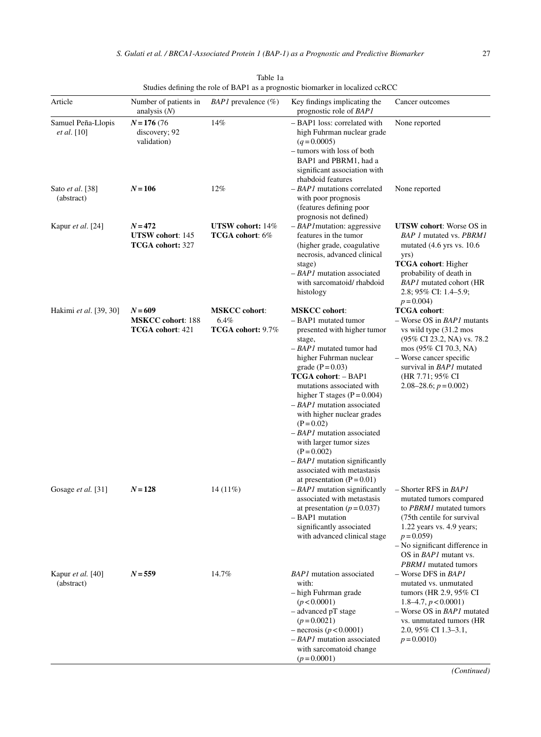Table 1a

Studies defining the role of BAP1 as a prognostic biomarker in localized ccRCC

| Article | Number of patients in analysis ($N$) | *BAP1* prevalence (%) | Key findings implicating the prognostic role of *BAP1* | Cancer outcomes |
|---|---|---|---|---|
| Samuel Peña-Llopis *et al*. [10] | **$N$ = 176** (76 discovery; 92 validation) | 14% | – BAP1 loss: correlated with high Fuhrman nuclear grade ($q$ = 0.0005)<br>– tumors with loss of both BAP1 and PBRM1, had a significant association with rhabdoid features | None reported |
| Sato *et al*. [38] (abstract) | **$N$ = 106** | 12% | – *BAP1* mutations correlated with poor prognosis (features defining poor prognosis not defined) | None reported |
| Kapur *et al*. [24] | **$N$ = 472**<br>**UTSW cohort**: 145<br>**TCGA cohort:** 327 | **UTSW cohort:** 14%<br>**TCGA cohort**: 6% | – *BAP1* mutation: aggressive features in the tumor (higher grade, coagulative necrosis, advanced clinical stage)<br>– *BAP1* mutation associated with sarcomatoid/ rhabdoid histology | **UTSW cohort**: Worse OS in *BAP 1* mutated vs. *PBRM1* mutated (4.6 yrs vs. 10.6 yrs)<br>**TCGA cohort**: Higher probability of death in *BAP1* mutated cohort (HR 2.8; 95% CI: 1.4–5.9; $p$ = 0.004) |
| Hakimi *et al*. [39, 30] | **$N$ = 609**<br>**MSKCC cohort**: 188<br>**TCGA cohort**: 421 | **MSKCC cohort**: 6.4%<br>**TCGA cohort:** 9.7% | **MSKCC cohort**:<br>– BAP1 mutated tumor presented with higher tumor stage,<br>– *BAP1* mutated tumor had higher Fuhrman nuclear grade (P = 0.03)<br>**TCGA cohort**: – BAP1 mutations associated with higher T stages (P = 0.004)<br>– *BAP1* mutation associated with higher nuclear grades (P = 0.02)<br>– *BAP1* mutation associated with larger tumor sizes (P = 0.002)<br>– *BAP1* mutation significantly associated with metastasis at presentation (P = 0.01) | **TCGA cohort**:<br>– Worse OS in *BAP1* mutants vs wild type (31.2 mos (95% CI 23.2, NA) vs. 78.2 mos (95% CI 70.3, NA)<br>– Worse cancer specific survival in *BAP1* mutated (HR 7.71; 95% CI 2.08–28.6; $p$ = 0.002) |
| Gosage *et al*. [31] | **$N$ = 128** | 14 (11%) | – *BAP1* mutation significantly associated with metastasis at presentation ($p$ = 0.037)<br>– BAP1 mutation significantly associated with advanced clinical stage | – Shorter RFS in *BAP1* mutated tumors compared to *PBRM1* mutated tumors (75th centile for survival 1.22 years vs. 4.9 years; $p$ = 0.059)<br>– No significant difference in OS in *BAP1* mutant vs. *PBRM1* mutated tumors |
| Kapur *et al*. [40] (abstract) | **$N$ = 559** | 14.7% | *BAP1* mutation associated with:<br>– high Fuhrman grade ($p$ < 0.0001)<br>– advanced pT stage ($p$ = 0.0021)<br>– necrosis ($p$ < 0.0001)<br>– *BAP1* mutation associated with sarcomatoid change ($p$ = 0.0001) | – Worse DFS in *BAP1* mutated vs. unmutated tumors (HR 2.9, 95% CI 1.8–4.7, $p$ < 0.0001)<br>– Worse OS in *BAP1* mutated vs. unmutated tumors (HR 2.0, 95% CI 1.3–3.1, $p$ = 0.0010) |

*(Continued)*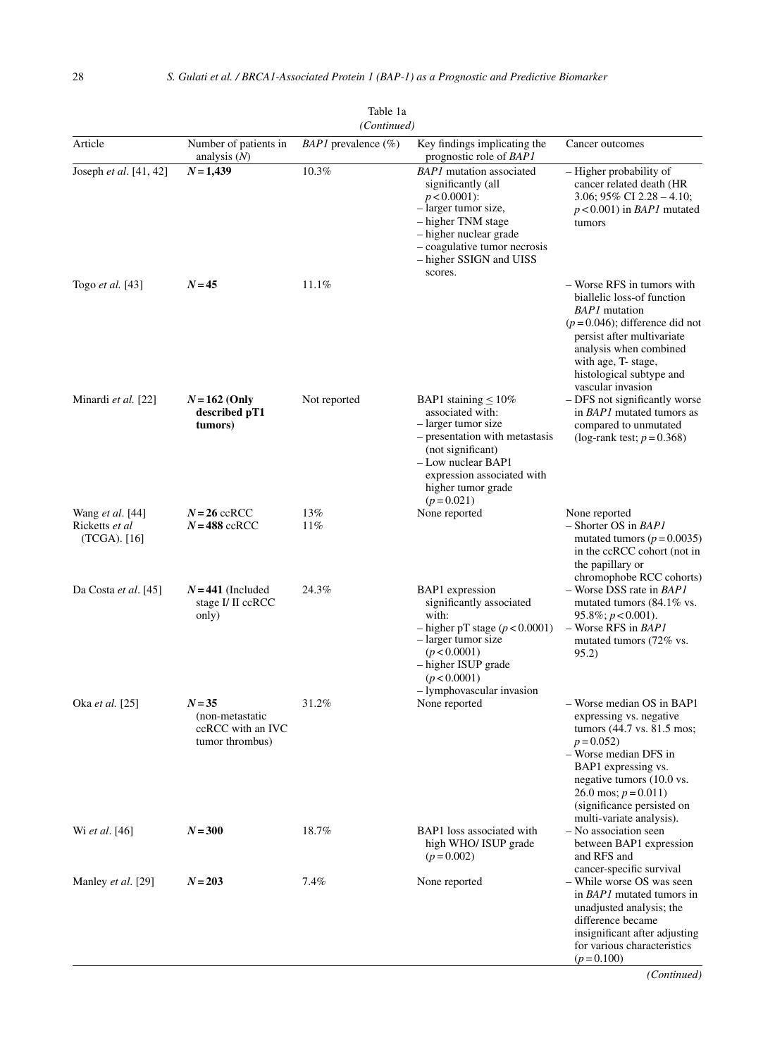Table 1a
*(Continued)*

| Article | Number of patients in analysis (*N*) | *BAP1* prevalence (%) | Key findings implicating the prognostic role of *BAP1* | Cancer outcomes |
|---|---|---|---|---|
| Joseph *et al*. [41, 42] | ***N* = 1,439** | 10.3% | *BAP1* mutation associated significantly (all $p < 0.0001$): – larger tumor size, – higher TNM stage – higher nuclear grade – coagulative tumor necrosis – higher SSIGN and UISS scores. | – Higher probability of cancer related death (HR 3.06; 95% CI 2.28 – 4.10; $p < 0.001$) in *BAP1* mutated tumors |
| Togo *et al.* [43] | ***N* = 45** | 11.1% | | – Worse RFS in tumors with biallelic loss-of function *BAP1* mutation ($p = 0.046$); difference did not persist after multivariate analysis when combined with age, T- stage, histological subtype and vascular invasion |
| Minardi *et al.* [22] | ***N* = 162 (Only described pT1 tumors)** | Not reported | BAP1 staining ≤ 10% associated with: – larger tumor size – presentation with metastasis (not significant) – Low nuclear BAP1 expression associated with higher tumor grade ($p = 0.021$) | – DFS not significantly worse in *BAP1* mutated tumors as compared to unmutated (log-rank test; $p = 0.368$) |
| Wang *et al*. [44] | ***N* = 26** ccRCC | 13% | None reported | None reported |
| Ricketts *et al* (TCGA). [16] | ***N* = 488** ccRCC | 11% | | – Shorter OS in *BAP1* mutated tumors ($p = 0.0035$) in the ccRCC cohort (not in the papillary or chromophobe RCC cohorts) |
| Da Costa *et al*. [45] | ***N* = 441** (Included stage I/ II ccRCC only) | 24.3% | BAP1 expression significantly associated with: – higher pT stage ($p < 0.0001$) – larger tumor size ($p < 0.0001$) – higher ISUP grade ($p < 0.0001$) – lymphovascular invasion | – Worse DSS rate in *BAP1* mutated tumors (84.1% vs. 95.8%; $p < 0.001$). – Worse RFS in *BAP1* mutated tumors (72% vs. 95.2) |
| Oka *et al.* [25] | ***N* = 35** (non-metastatic ccRCC with an IVC tumor thrombus) | 31.2% | None reported | – Worse median OS in BAP1 expressing vs. negative tumors (44.7 vs. 81.5 mos; $p = 0.052$) – Worse median DFS in BAP1 expressing vs. negative tumors (10.0 vs. 26.0 mos; $p = 0.011$) (significance persisted on multi-variate analysis). |
| Wi *et al*. [46] | ***N* = 300** | 18.7% | BAP1 loss associated with high WHO/ ISUP grade ($p = 0.002$) | – No association seen between BAP1 expression and RFS and cancer-specific survival |
| Manley *et al.* [29] | ***N* = 203** | 7.4% | None reported | – While worse OS was seen in *BAP1* mutated tumors in unadjusted analysis; the difference became insignificant after adjusting for various characteristics ($p = 0.100$) |

*(Continued)*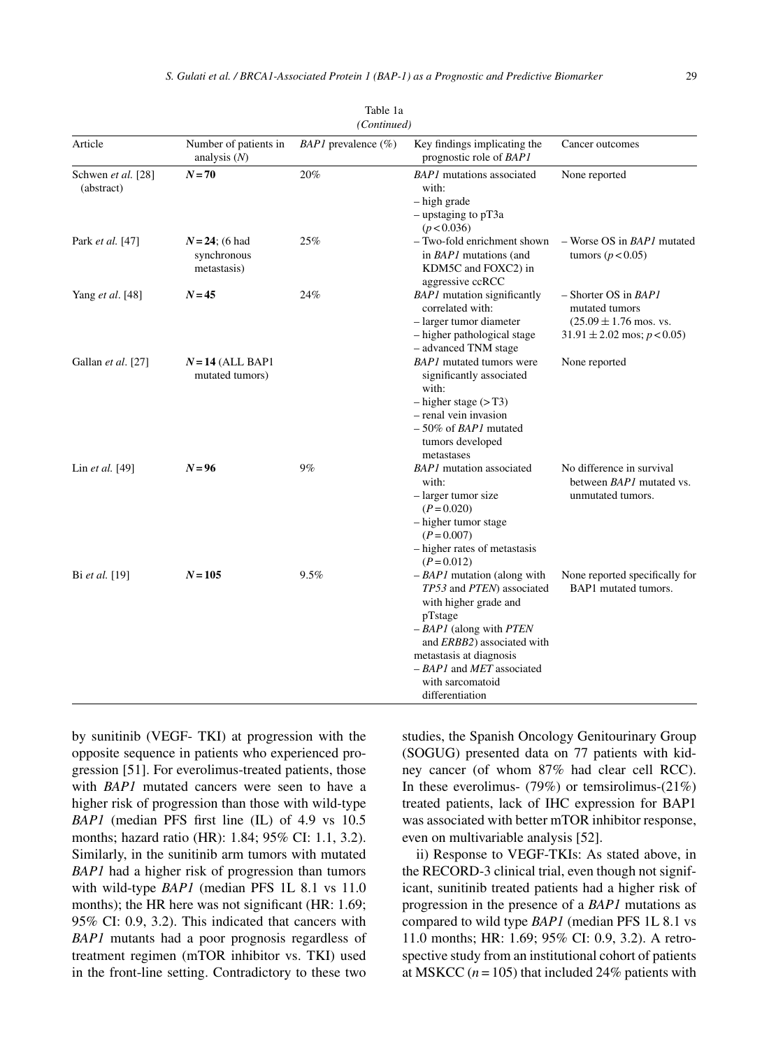Table 1a
*(Continued)*

| Article | Number of patients in analysis (*N*) | *BAP1* prevalence (%) | Key findings implicating the prognostic role of *BAP1* | Cancer outcomes |
|---|---|---|---|---|
| Schwen *et al.* [28] (abstract) | ***N* = 70** | 20% | *BAP1* mutations associated with:<br>– high grade<br>– upstaging to pT3a ($p < 0.036$) | None reported |
| Park *et al.* [47] | ***N* = 24**; (6 had synchronous metastasis) | 25% | – Two-fold enrichment shown in *BAP1* mutations (and KDM5C and FOXC2) in aggressive ccRCC | – Worse OS in *BAP1* mutated tumors ($p < 0.05$) |
| Yang *et al.* [48] | ***N* = 45** | 24% | *BAP1* mutation significantly correlated with:<br>– larger tumor diameter<br>– higher pathological stage<br>– advanced TNM stage | – Shorter OS in *BAP1* mutated tumors ($25.09 \pm 1.76$ mos. vs. $31.91 \pm 2.02$ mos; $p < 0.05$) |
| Gallan *et al.* [27] | ***N* = 14** (ALL BAP1 mutated tumors) | | *BAP1* mutated tumors were significantly associated with:<br>– higher stage (> T3)<br>– renal vein invasion<br>– 50% of *BAP1* mutated tumors developed metastases | None reported |
| Lin *et al.* [49] | ***N* = 96** | 9% | *BAP1* mutation associated with:<br>– larger tumor size ($P = 0.020$)<br>– higher tumor stage ($P = 0.007$)<br>– higher rates of metastasis ($P = 0.012$) | No difference in survival between *BAP1* mutated vs. unmutated tumors. |
| Bi *et al.* [19] | ***N* = 105** | 9.5% | – *BAP1* mutation (along with *TP53* and *PTEN*) associated with higher grade and pTstage<br>– *BAP1* (along with *PTEN* and *ERBB2*) associated with metastasis at diagnosis<br>– *BAP1* and *MET* associated with sarcomatoid differentiation | None reported specifically for BAP1 mutated tumors. |

by sunitinib (VEGF- TKI) at progression with the opposite sequence in patients who experienced progression [51]. For everolimus-treated patients, those with *BAP1* mutated cancers were seen to have a higher risk of progression than those with wild-type *BAP1* (median PFS first line (lL) of 4.9 vs 10.5 months; hazard ratio (HR): 1.84; 95% CI: 1.1, 3.2). Similarly, in the sunitinib arm tumors with mutated *BAP1* had a higher risk of progression than tumors with wild-type *BAP1* (median PFS 1L 8.1 vs 11.0 months); the HR here was not significant (HR: 1.69; 95% CI: 0.9, 3.2). This indicated that cancers with *BAP1* mutants had a poor prognosis regardless of treatment regimen (mTOR inhibitor vs. TKI) used in the front-line setting. Contradictory to these two studies, the Spanish Oncology Genitourinary Group (SOGUG) presented data on 77 patients with kidney cancer (of whom 87% had clear cell RCC). In these everolimus- (79%) or temsirolimus-(21%) treated patients, lack of IHC expression for BAP1 was associated with better mTOR inhibitor response, even on multivariable analysis [52].

ii) Response to VEGF-TKIs: As stated above, in the RECORD-3 clinical trial, even though not significant, sunitinib treated patients had a higher risk of progression in the presence of a *BAP1* mutations as compared to wild type *BAP1* (median PFS 1L 8.1 vs 11.0 months; HR: 1.69; 95% CI: 0.9, 3.2). A retrospective study from an institutional cohort of patients at MSKCC ($n = 105$) that included 24% patients with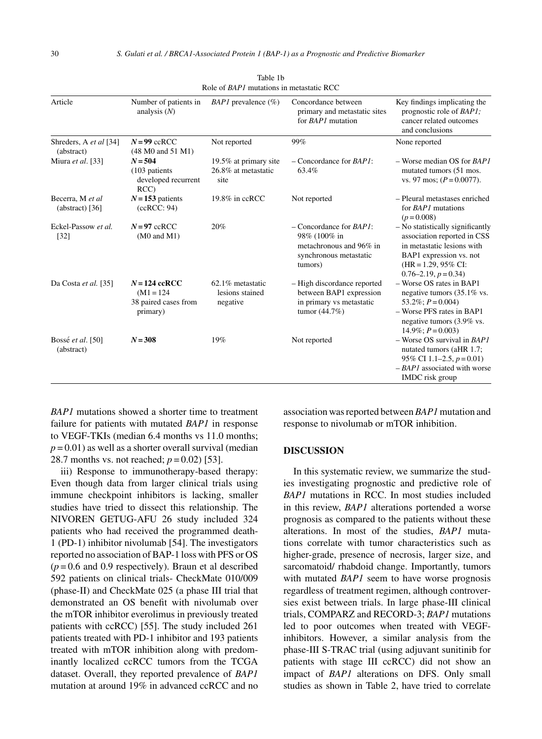Table 1b
Role of *BAP1* mutations in metastatic RCC

| Article | Number of patients in analysis (*N*) | *BAP1* prevalence (%) | Concordance between primary and metastatic sites for *BAP1* mutation | Key findings implicating the prognostic role of *BAP1;* cancer related outcomes and conclusions |
|---|---|---|---|---|
| Shreders, A *et al* [34] (abstract) | ***N* = 99** ccRCC (48 M0 and 51 M1) | Not reported | 99% | None reported |
| Miura *et al*. [33] | ***N* = 504** (103 patients developed recurrent RCC) | 19.5% at primary site 26.8% at metastatic site | – Concordance for *BAP1*: 63.4% | – Worse median OS for *BAP1* mutated tumors (51 mos. vs. 97 mos; ($P = 0.0077$). |
| Becerra, M *et al* (abstract) [36] | ***N* = 153** patients (ccRCC: 94) | 19.8% in ccRCC | Not reported | – Pleural metastases enriched for *BAP1* mutations ($p = 0.008$) |
| Eckel-Passow *et al.* [32] | ***N* = 97** ccRCC (M0 and M1) | 20% | – Concordance for *BAP1*: 98% (100% in metachronous and 96% in synchronous metastatic tumors) | – No statistically significantly association reported in CSS in metastatic lesions with BAP1 expression vs. not (HR = 1.29, 95% CI: 0.76–2.19, $p = 0.34$) |
| Da Costa *et al.* [35] | ***N* = 124 ccRCC** (M1 = 124 38 paired cases from primary) | 62.1% metastatic lesions stained negative | – High discordance reported between BAP1 expression in primary vs metastatic tumor (44.7%) | – Worse OS rates in BAP1 negative tumors (35.1% vs. 53.2%; $P = 0.004$) – Worse PFS rates in BAP1 negative tumors (3.9% vs. 14.9%; $P = 0.003$) |
| Bossé *et al*. [50] (abstract) | ***N* = 308** | 19% | Not reported | – Worse OS survival in *BAP1* nutated tumors (aHR 1.7; 95% CI 1.1–2.5, $p = 0.01$) – *BAP1* associated with worse IMDC risk group |

*BAP1* mutations showed a shorter time to treatment failure for patients with mutated *BAP1* in response to VEGF-TKIs (median 6.4 months vs 11.0 months; $p = 0.01$) as well as a shorter overall survival (median 28.7 months vs. not reached; $p = 0.02$) [53].

iii) Response to immunotherapy-based therapy: Even though data from larger clinical trials using immune checkpoint inhibitors is lacking, smaller studies have tried to dissect this relationship. The NIVOREN GETUG-AFU 26 study included 324 patients who had received the programmed death-1 (PD-1) inhibitor nivolumab [54]. The investigators reported no association of BAP-1 loss with PFS or OS ($p = 0.6$ and 0.9 respectively). Braun et al described 592 patients on clinical trials- CheckMate 010/009 (phase-II) and CheckMate 025 (a phase III trial that demonstrated an OS benefit with nivolumab over the mTOR inhibitor everolimus in previously treated patients with ccRCC) [55]. The study included 261 patients treated with PD-1 inhibitor and 193 patients treated with mTOR inhibition along with predominantly localized ccRCC tumors from the TCGA dataset. Overall, they reported prevalence of *BAP1* mutation at around 19% in advanced ccRCC and no association was reported between *BAP1* mutation and response to nivolumab or mTOR inhibition.

## DISCUSSION

In this systematic review, we summarize the studies investigating prognostic and predictive role of *BAP1* mutations in RCC. In most studies included in this review, *BAP1* alterations portended a worse prognosis as compared to the patients without these alterations. In most of the studies, *BAP1* mutations correlate with tumor characteristics such as higher-grade, presence of necrosis, larger size, and sarcomatoid/ rhabdoid change. Importantly, tumors with mutated *BAP1* seem to have worse prognosis regardless of treatment regimen, although controversies exist between trials. In large phase-III clinical trials, COMPARZ and RECORD-3; *BAP1* mutations led to poor outcomes when treated with VEGF-inhibitors. However, a similar analysis from the phase-III S-TRAC trial (using adjuvant sunitinib for patients with stage III ccRCC) did not show an impact of *BAP1* alterations on DFS. Only small studies as shown in Table 2, have tried to correlate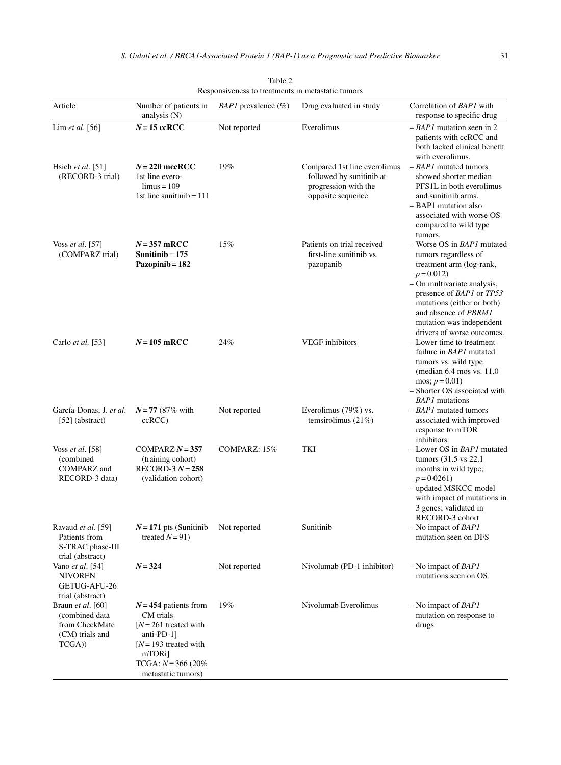Table 2
Responsiveness to treatments in metastatic tumors

| Article | Number of patients in analysis (N) | *BAP1* prevalence (%) | Drug evaluated in study | Correlation of *BAP1* with response to specific drug |
|---|---|---|---|---|
| Lim *et al*. [56] | **$N = 15$ ccRCC** | Not reported | Everolimus | – *BAP1* mutation seen in 2 patients with ccRCC and both lacked clinical benefit with everolimus. |
| Hsieh *et al*. [51] (RECORD-3 trial) | **$N = 220$ mccRCC** 1st line everolimus = 109 1st line sunitinib = 111 | 19% | Compared 1st line everolimus followed by sunitinib at progression with the opposite sequence | – *BAP1* mutated tumors showed shorter median PFS1L in both everolimus and sunitinib arms. – BAP1 mutation also associated with worse OS compared to wild type tumors. |
| Voss *et al*. [57] (COMPARZ trial) | **$N = 357$ mRCC Sunitinib = 175 Pazopinib = 182** | 15% | Patients on trial received first-line sunitinib vs. pazopanib | – Worse OS in *BAP1* mutated tumors regardless of treatment arm (log-rank, $p = 0.012$) – On multivariate analysis, presence of *BAP1* or *TP53* mutations (either or both) and absence of *PBRM1* mutation was independent drivers of worse outcomes. |
| Carlo *et al.* [53] | **$N = 105$ mRCC** | 24% | VEGF inhibitors | – Lower time to treatment failure in *BAP1* mutated tumors vs. wild type (median 6.4 mos vs. 11.0 mos; $p = 0.01$) – Shorter OS associated with *BAP1* mutations |
| García-Donas, J. *et al*. [52] (abstract) | **$N = 77$** (87% with ccRCC) | Not reported | Everolimus (79%) vs. temsirolimus (21%) | – *BAP1* mutated tumors associated with improved response to mTOR inhibitors |
| Voss *et al*. [58] (combined COMPARZ and RECORD-3 data) | COMPARZ **$N = 357$** (training cohort) RECORD-3 **$N = 258$** (validation cohort) | COMPARZ: 15% | TKI | – Lower OS in *BAP1* mutated tumors (31.5 vs 22.1 months in wild type; $p = 0{\cdot}0261$) – updated MSKCC model with impact of mutations in 3 genes; validated in RECORD-3 cohort |
| Ravaud *et al*. [59] Patients from S-TRAC phase-III trial (abstract) | **$N = 171$** pts (Sunitinib treated $N = 91$) | Not reported | Sunitinib | – No impact of *BAP1* mutation seen on DFS |
| Vano *et al*. [54] NIVOREN GETUG-AFU-26 trial (abstract) | **$N = 324$** | Not reported | Nivolumab (PD-1 inhibitor) | – No impact of *BAP1* mutations seen on OS. |
| Braun *et al*. [60] (combined data from CheckMate (CM) trials and TCGA)) | **$N = 454$** patients from CM trials [$N = 261$ treated with anti-PD-1] [$N = 193$ treated with mTORi] TCGA: $N = 366$ (20% metastatic tumors) | 19% | Nivolumab Everolimus | – No impact of *BAP1* mutation on response to drugs |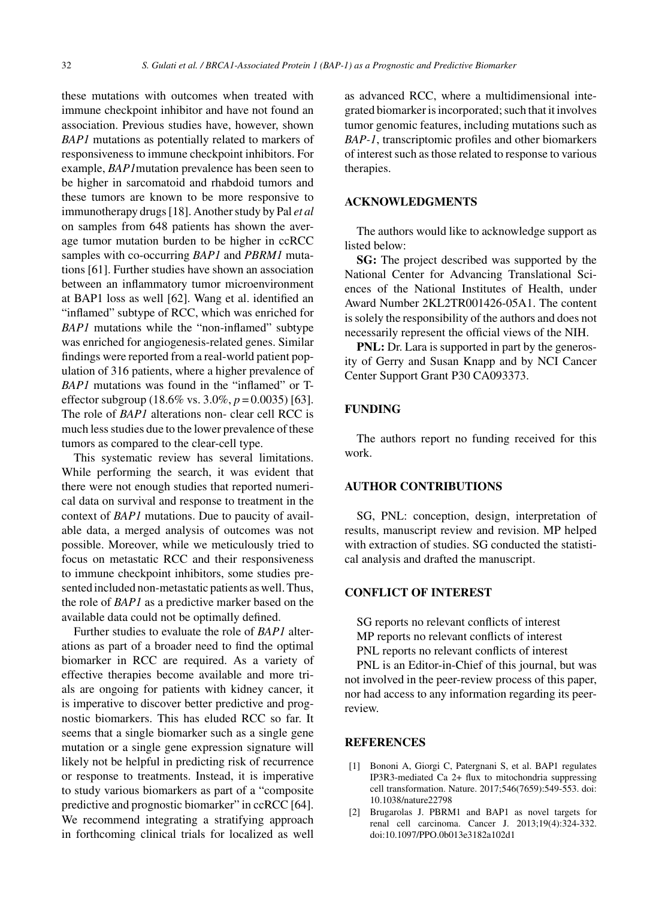these mutations with outcomes when treated with immune checkpoint inhibitor and have not found an association. Previous studies have, however, shown *BAP1* mutations as potentially related to markers of responsiveness to immune checkpoint inhibitors. For example, *BAP1*mutation prevalence has been seen to be higher in sarcomatoid and rhabdoid tumors and these tumors are known to be more responsive to immunotherapy drugs [18]. Another study by Pal *et al* on samples from 648 patients has shown the average tumor mutation burden to be higher in ccRCC samples with co-occurring *BAP1* and *PBRM1* mutations [61]. Further studies have shown an association between an inflammatory tumor microenvironment at BAP1 loss as well [62]. Wang et al. identified an "inflamed" subtype of RCC, which was enriched for *BAP1* mutations while the "non-inflamed" subtype was enriched for angiogenesis-related genes. Similar findings were reported from a real-world patient population of 316 patients, where a higher prevalence of *BAP1* mutations was found in the "inflamed" or T-effector subgroup (18.6% vs. 3.0%, $p = 0.0035$) [63]. The role of *BAP1* alterations non- clear cell RCC is much less studies due to the lower prevalence of these tumors as compared to the clear-cell type.

This systematic review has several limitations. While performing the search, it was evident that there were not enough studies that reported numerical data on survival and response to treatment in the context of *BAP1* mutations. Due to paucity of available data, a merged analysis of outcomes was not possible. Moreover, while we meticulously tried to focus on metastatic RCC and their responsiveness to immune checkpoint inhibitors, some studies presented included non-metastatic patients as well. Thus, the role of *BAP1* as a predictive marker based on the available data could not be optimally defined.

Further studies to evaluate the role of *BAP1* alterations as part of a broader need to find the optimal biomarker in RCC are required. As a variety of effective therapies become available and more trials are ongoing for patients with kidney cancer, it is imperative to discover better predictive and prognostic biomarkers. This has eluded RCC so far. It seems that a single biomarker such as a single gene mutation or a single gene expression signature will likely not be helpful in predicting risk of recurrence or response to treatments. Instead, it is imperative to study various biomarkers as part of a "composite predictive and prognostic biomarker" in ccRCC [64]. We recommend integrating a stratifying approach in forthcoming clinical trials for localized as well as advanced RCC, where a multidimensional integrated biomarker is incorporated; such that it involves tumor genomic features, including mutations such as *BAP-1*, transcriptomic profiles and other biomarkers of interest such as those related to response to various therapies.

## ACKNOWLEDGMENTS

The authors would like to acknowledge support as listed below:

**SG:** The project described was supported by the National Center for Advancing Translational Sciences of the National Institutes of Health, under Award Number 2KL2TR001426-05A1. The content is solely the responsibility of the authors and does not necessarily represent the official views of the NIH.

**PNL:** Dr. Lara is supported in part by the generosity of Gerry and Susan Knapp and by NCI Cancer Center Support Grant P30 CA093373.

## FUNDING

The authors report no funding received for this work.

## AUTHOR CONTRIBUTIONS

SG, PNL: conception, design, interpretation of results, manuscript review and revision. MP helped with extraction of studies. SG conducted the statistical analysis and drafted the manuscript.

## CONFLICT OF INTEREST

SG reports no relevant conflicts of interest
MP reports no relevant conflicts of interest
PNL reports no relevant conflicts of interest

PNL is an Editor-in-Chief of this journal, but was not involved in the peer-review process of this paper, nor had access to any information regarding its peer-review.

## REFERENCES

[1] Bononi A, Giorgi C, Patergnani S, et al. BAP1 regulates IP3R3-mediated Ca 2+ flux to mitochondria suppressing cell transformation. Nature. 2017;546(7659):549-553. doi: 10.1038/nature22798

[2] Brugarolas J. PBRM1 and BAP1 as novel targets for renal cell carcinoma. Cancer J. 2013;19(4):324-332. doi:10.1097/PPO.0b013e3182a102d1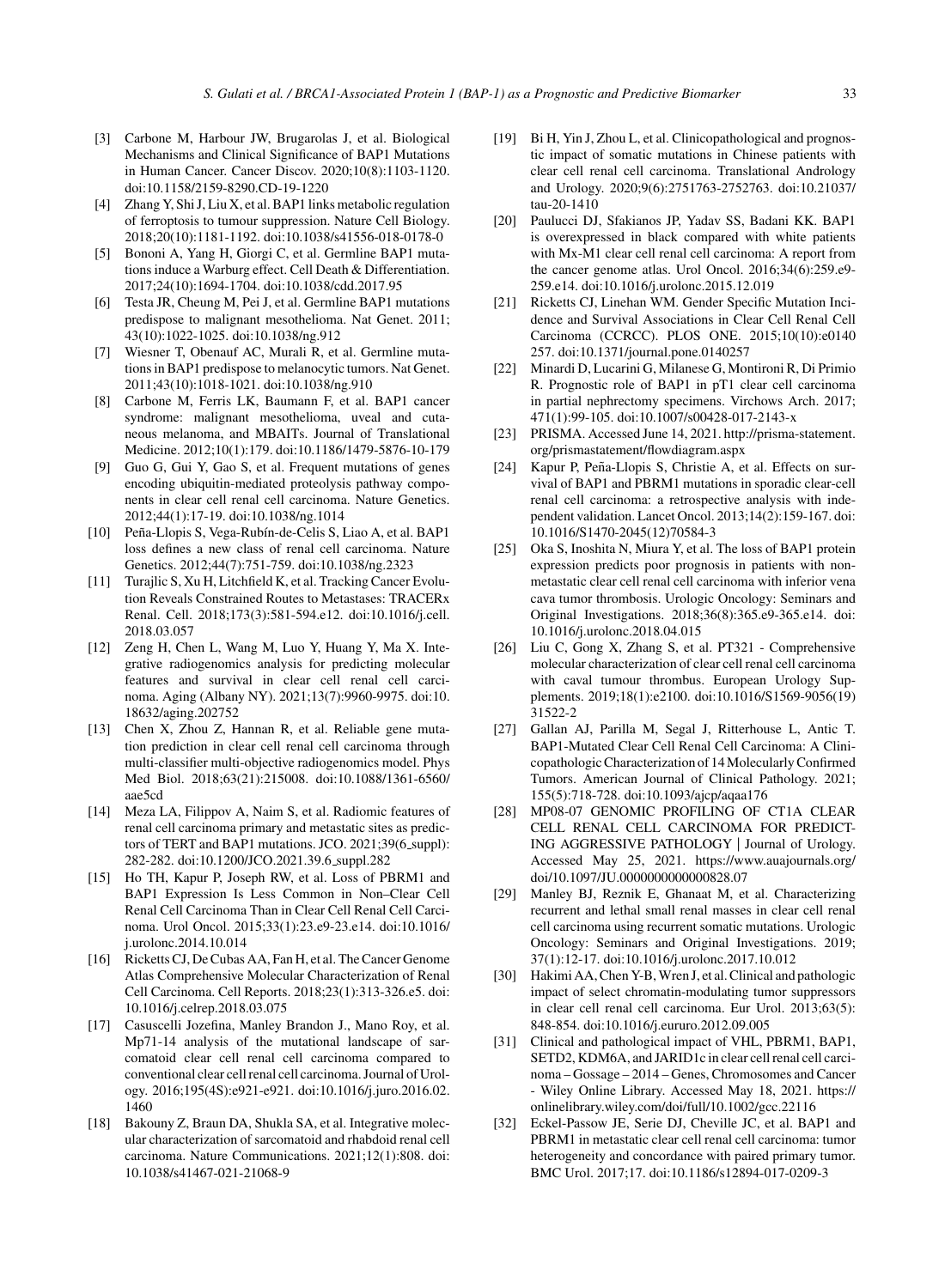[3] Carbone M, Harbour JW, Brugarolas J, et al. Biological Mechanisms and Clinical Significance of BAP1 Mutations in Human Cancer. Cancer Discov. 2020;10(8):1103-1120. doi:10.1158/2159-8290.CD-19-1220

[4] Zhang Y, Shi J, Liu X, et al. BAP1 links metabolic regulation of ferroptosis to tumour suppression. Nature Cell Biology. 2018;20(10):1181-1192. doi:10.1038/s41556-018-0178-0

[5] Bononi A, Yang H, Giorgi C, et al. Germline BAP1 mutations induce a Warburg effect. Cell Death & Differentiation. 2017;24(10):1694-1704. doi:10.1038/cdd.2017.95

[6] Testa JR, Cheung M, Pei J, et al. Germline BAP1 mutations predispose to malignant mesothelioma. Nat Genet. 2011; 43(10):1022-1025. doi:10.1038/ng.912

[7] Wiesner T, Obenauf AC, Murali R, et al. Germline mutations in BAP1 predispose to melanocytic tumors. Nat Genet. 2011;43(10):1018-1021. doi:10.1038/ng.910

[8] Carbone M, Ferris LK, Baumann F, et al. BAP1 cancer syndrome: malignant mesothelioma, uveal and cutaneous melanoma, and MBAITs. Journal of Translational Medicine. 2012;10(1):179. doi:10.1186/1479-5876-10-179

[9] Guo G, Gui Y, Gao S, et al. Frequent mutations of genes encoding ubiquitin-mediated proteolysis pathway components in clear cell renal cell carcinoma. Nature Genetics. 2012;44(1):17-19. doi:10.1038/ng.1014

[10] Peña-Llopis S, Vega-Rubín-de-Celis S, Liao A, et al. BAP1 loss defines a new class of renal cell carcinoma. Nature Genetics. 2012;44(7):751-759. doi:10.1038/ng.2323

[11] Turajlic S, Xu H, Litchfield K, et al. Tracking Cancer Evolution Reveals Constrained Routes to Metastases: TRACERx Renal. Cell. 2018;173(3):581-594.e12. doi:10.1016/j.cell.2018.03.057

[12] Zeng H, Chen L, Wang M, Luo Y, Huang Y, Ma X. Integrative radiogenomics analysis for predicting molecular features and survival in clear cell renal cell carcinoma. Aging (Albany NY). 2021;13(7):9960-9975. doi:10.18632/aging.202752

[13] Chen X, Zhou Z, Hannan R, et al. Reliable gene mutation prediction in clear cell renal cell carcinoma through multi-classifier multi-objective radiogenomics model. Phys Med Biol. 2018;63(21):215008. doi:10.1088/1361-6560/aae5cd

[14] Meza LA, Filippov A, Naim S, et al. Radiomic features of renal cell carcinoma primary and metastatic sites as predictors of TERT and BAP1 mutations. JCO. 2021;39(6_suppl): 282-282. doi:10.1200/JCO.2021.39.6_suppl.282

[15] Ho TH, Kapur P, Joseph RW, et al. Loss of PBRM1 and BAP1 Expression Is Less Common in Non–Clear Cell Renal Cell Carcinoma Than in Clear Cell Renal Cell Carcinoma. Urol Oncol. 2015;33(1):23.e9-23.e14. doi:10.1016/j.urolonc.2014.10.014

[16] Ricketts CJ, De Cubas AA, Fan H, et al. The Cancer Genome Atlas Comprehensive Molecular Characterization of Renal Cell Carcinoma. Cell Reports. 2018;23(1):313-326.e5. doi: 10.1016/j.celrep.2018.03.075

[17] Casuscelli Jozefina, Manley Brandon J., Mano Roy, et al. Mp71-14 analysis of the mutational landscape of sarcomatoid clear cell renal cell carcinoma compared to conventional clear cell renal cell carcinoma. Journal of Urology. 2016;195(4S):e921-e921. doi:10.1016/j.juro.2016.02.1460

[18] Bakouny Z, Braun DA, Shukla SA, et al. Integrative molecular characterization of sarcomatoid and rhabdoid renal cell carcinoma. Nature Communications. 2021;12(1):808. doi: 10.1038/s41467-021-21068-9

[19] Bi H, Yin J, Zhou L, et al. Clinicopathological and prognostic impact of somatic mutations in Chinese patients with clear cell renal cell carcinoma. Translational Andrology and Urology. 2020;9(6):2751763-2752763. doi:10.21037/tau-20-1410

[20] Paulucci DJ, Sfakianos JP, Yadav SS, Badani KK. BAP1 is overexpressed in black compared with white patients with Mx-M1 clear cell renal cell carcinoma: A report from the cancer genome atlas. Urol Oncol. 2016;34(6):259.e9-259.e14. doi:10.1016/j.urolonc.2015.12.019

[21] Ricketts CJ, Linehan WM. Gender Specific Mutation Incidence and Survival Associations in Clear Cell Renal Cell Carcinoma (CCRCC). PLOS ONE. 2015;10(10):e0140257. doi:10.1371/journal.pone.0140257

[22] Minardi D, Lucarini G, Milanese G, Montironi R, Di Primio R. Prognostic role of BAP1 in pT1 clear cell carcinoma in partial nephrectomy specimens. Virchows Arch. 2017; 471(1):99-105. doi:10.1007/s00428-017-2143-x

[23] PRISMA. Accessed June 14, 2021. http://prisma-statement.org/prismastatement/flowdiagram.aspx

[24] Kapur P, Peña-Llopis S, Christie A, et al. Effects on survival of BAP1 and PBRM1 mutations in sporadic clear-cell renal cell carcinoma: a retrospective analysis with independent validation. Lancet Oncol. 2013;14(2):159-167. doi: 10.1016/S1470-2045(12)70584-3

[25] Oka S, Inoshita N, Miura Y, et al. The loss of BAP1 protein expression predicts poor prognosis in patients with nonmetastatic clear cell renal cell carcinoma with inferior vena cava tumor thrombosis. Urologic Oncology: Seminars and Original Investigations. 2018;36(8):365.e9-365.e14. doi: 10.1016/j.urolonc.2018.04.015

[26] Liu C, Gong X, Zhang S, et al. PT321 - Comprehensive molecular characterization of clear cell renal cell carcinoma with caval tumour thrombus. European Urology Supplements. 2019;18(1):e2100. doi:10.1016/S1569-9056(19)31522-2

[27] Gallan AJ, Parilla M, Segal J, Ritterhouse L, Antic T. BAP1-Mutated Clear Cell Renal Cell Carcinoma: A Clinicopathologic Characterization of 14 Molecularly Confirmed Tumors. American Journal of Clinical Pathology. 2021; 155(5):718-728. doi:10.1093/ajcp/aqaa176

[28] MP08-07 GENOMIC PROFILING OF CT1A CLEAR CELL RENAL CELL CARCINOMA FOR PREDICTING AGGRESSIVE PATHOLOGY | Journal of Urology. Accessed May 25, 2021. https://www.auajournals.org/doi/10.1097/JU.0000000000000828.07

[29] Manley BJ, Reznik E, Ghanaat M, et al. Characterizing recurrent and lethal small renal masses in clear cell renal cell carcinoma using recurrent somatic mutations. Urologic Oncology: Seminars and Original Investigations. 2019; 37(1):12-17. doi:10.1016/j.urolonc.2017.10.012

[30] Hakimi AA, Chen Y-B, Wren J, et al. Clinical and pathologic impact of select chromatin-modulating tumor suppressors in clear cell renal cell carcinoma. Eur Urol. 2013;63(5): 848-854. doi:10.1016/j.eururo.2012.09.005

[31] Clinical and pathological impact of VHL, PBRM1, BAP1, SETD2, KDM6A, and JARID1c in clear cell renal cell carcinoma – Gossage – 2014 – Genes, Chromosomes and Cancer - Wiley Online Library. Accessed May 18, 2021. https://onlinelibrary.wiley.com/doi/full/10.1002/gcc.22116

[32] Eckel-Passow JE, Serie DJ, Cheville JC, et al. BAP1 and PBRM1 in metastatic clear cell renal cell carcinoma: tumor heterogeneity and concordance with paired primary tumor. BMC Urol. 2017;17. doi:10.1186/s12894-017-0209-3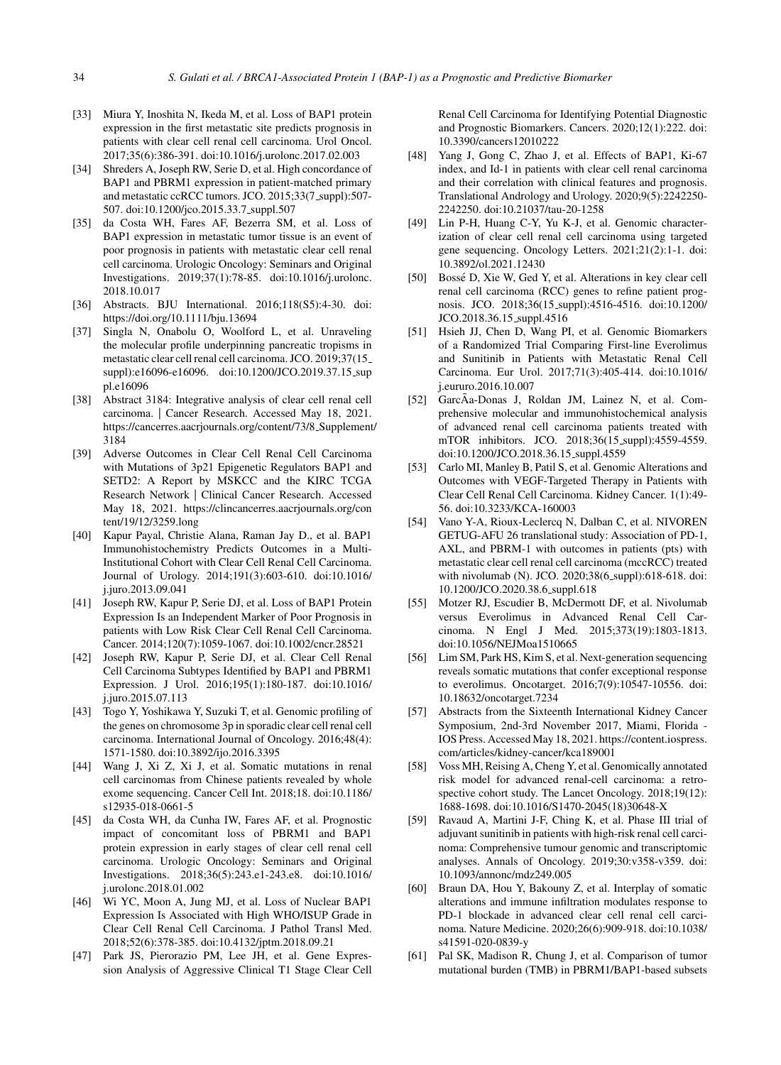[33] Miura Y, Inoshita N, Ikeda M, et al. Loss of BAP1 protein expression in the first metastatic site predicts prognosis in patients with clear cell renal cell carcinoma. Urol Oncol. 2017;35(6):386-391. doi:10.1016/j.urolonc.2017.02.003

[34] Shreders A, Joseph RW, Serie D, et al. High concordance of BAP1 and PBRM1 expression in patient-matched primary and metastatic ccRCC tumors. JCO. 2015;33(7_suppl):507-507. doi:10.1200/jco.2015.33.7_suppl.507

[35] da Costa WH, Fares AF, Bezerra SM, et al. Loss of BAP1 expression in metastatic tumor tissue is an event of poor prognosis in patients with metastatic clear cell renal cell carcinoma. Urologic Oncology: Seminars and Original Investigations. 2019;37(1):78-85. doi:10.1016/j.urolonc.2018.10.017

[36] Abstracts. BJU International. 2016;118(S5):4-30. doi: https://doi.org/10.1111/bju.13694

[37] Singla N, Onabolu O, Woolford L, et al. Unraveling the molecular profile underpinning pancreatic tropisms in metastatic clear cell renal cell carcinoma. JCO. 2019;37(15_suppl):e16096-e16096. doi:10.1200/JCO.2019.37.15_suppl.e16096

[38] Abstract 3184: Integrative analysis of clear cell renal cell carcinoma. | Cancer Research. Accessed May 18, 2021. https://cancerres.aacrjournals.org/content/73/8_Supplement/3184

[39] Adverse Outcomes in Clear Cell Renal Cell Carcinoma with Mutations of 3p21 Epigenetic Regulators BAP1 and SETD2: A Report by MSKCC and the KIRC TCGA Research Network | Clinical Cancer Research. Accessed May 18, 2021. https://clincancerres.aacrjournals.org/content/19/12/3259.long

[40] Kapur Payal, Christie Alana, Raman Jay D., et al. BAP1 Immunohistochemistry Predicts Outcomes in a Multi-Institutional Cohort with Clear Cell Renal Cell Carcinoma. Journal of Urology. 2014;191(3):603-610. doi:10.1016/j.juro.2013.09.041

[41] Joseph RW, Kapur P, Serie DJ, et al. Loss of BAP1 Protein Expression Is an Independent Marker of Poor Prognosis in patients with Low Risk Clear Cell Renal Cell Carcinoma. Cancer. 2014;120(7):1059-1067. doi:10.1002/cncr.28521

[42] Joseph RW, Kapur P, Serie DJ, et al. Clear Cell Renal Cell Carcinoma Subtypes Identified by BAP1 and PBRM1 Expression. J Urol. 2016;195(1):180-187. doi:10.1016/j.juro.2015.07.113

[43] Togo Y, Yoshikawa Y, Suzuki T, et al. Genomic profiling of the genes on chromosome 3p in sporadic clear cell renal cell carcinoma. International Journal of Oncology. 2016;48(4):1571-1580. doi:10.3892/ijo.2016.3395

[44] Wang J, Xi Z, Xi J, et al. Somatic mutations in renal cell carcinomas from Chinese patients revealed by whole exome sequencing. Cancer Cell Int. 2018;18. doi:10.1186/s12935-018-0661-5

[45] da Costa WH, da Cunha IW, Fares AF, et al. Prognostic impact of concomitant loss of PBRM1 and BAP1 protein expression in early stages of clear cell renal cell carcinoma. Urologic Oncology: Seminars and Original Investigations. 2018;36(5):243.e1-243.e8. doi:10.1016/j.urolonc.2018.01.002

[46] Wi YC, Moon A, Jung MJ, et al. Loss of Nuclear BAP1 Expression Is Associated with High WHO/ISUP Grade in Clear Cell Renal Cell Carcinoma. J Pathol Transl Med. 2018;52(6):378-385. doi:10.4132/jptm.2018.09.21

[47] Park JS, Pierorazio PM, Lee JH, et al. Gene Expression Analysis of Aggressive Clinical T1 Stage Clear Cell Renal Cell Carcinoma for Identifying Potential Diagnostic and Prognostic Biomarkers. Cancers. 2020;12(1):222. doi:10.3390/cancers12010222

[48] Yang J, Gong C, Zhao J, et al. Effects of BAP1, Ki-67 index, and Id-1 in patients with clear cell renal carcinoma and their correlation with clinical features and prognosis. Translational Andrology and Urology. 2020;9(5):2242250-2242250. doi:10.21037/tau-20-1258

[49] Lin P-H, Huang C-Y, Yu K-J, et al. Genomic characterization of clear cell renal cell carcinoma using targeted gene sequencing. Oncology Letters. 2021;21(2):1-1. doi:10.3892/ol.2021.12430

[50] Bossé D, Xie W, Ged Y, et al. Alterations in key clear cell renal cell carcinoma (RCC) genes to refine patient prognosis. JCO. 2018;36(15_suppl):4516-4516. doi:10.1200/JCO.2018.36.15_suppl.4516

[51] Hsieh JJ, Chen D, Wang PI, et al. Genomic Biomarkers of a Randomized Trial Comparing First-line Everolimus and Sunitinib in Patients with Metastatic Renal Cell Carcinoma. Eur Urol. 2017;71(3):405-414. doi:10.1016/j.eururo.2016.10.007

[52] GarcÃa-Donas J, Roldan JM, Lainez N, et al. Comprehensive molecular and immunohistochemical analysis of advanced renal cell carcinoma patients treated with mTOR inhibitors. JCO. 2018;36(15_suppl):4559-4559. doi:10.1200/JCO.2018.36.15_suppl.4559

[53] Carlo MI, Manley B, Patil S, et al. Genomic Alterations and Outcomes with VEGF-Targeted Therapy in Patients with Clear Cell Renal Cell Carcinoma. Kidney Cancer. 1(1):49-56. doi:10.3233/KCA-160003

[54] Vano Y-A, Rioux-Leclercq N, Dalban C, et al. NIVOREN GETUG-AFU 26 translational study: Association of PD-1, AXL, and PBRM-1 with outcomes in patients (pts) with metastatic clear cell renal cell carcinoma (mccRCC) treated with nivolumab (N). JCO. 2020;38(6_suppl):618-618. doi:10.1200/JCO.2020.38.6_suppl.618

[55] Motzer RJ, Escudier B, McDermott DF, et al. Nivolumab versus Everolimus in Advanced Renal Cell Carcinoma. N Engl J Med. 2015;373(19):1803-1813. doi:10.1056/NEJMoa1510665

[56] Lim SM, Park HS, Kim S, et al. Next-generation sequencing reveals somatic mutations that confer exceptional response to everolimus. Oncotarget. 2016;7(9):10547-10556. doi:10.18632/oncotarget.7234

[57] Abstracts from the Sixteenth International Kidney Cancer Symposium, 2nd-3rd November 2017, Miami, Florida - IOS Press. Accessed May 18, 2021. https://content.iospress.com/articles/kidney-cancer/kca189001

[58] Voss MH, Reising A, Cheng Y, et al. Genomically annotated risk model for advanced renal-cell carcinoma: a retrospective cohort study. The Lancet Oncology. 2018;19(12):1688-1698. doi:10.1016/S1470-2045(18)30648-X

[59] Ravaud A, Martini J-F, Ching K, et al. Phase III trial of adjuvant sunitinib in patients with high-risk renal cell carcinoma: Comprehensive tumour genomic and transcriptomic analyses. Annals of Oncology. 2019;30:v358-v359. doi:10.1093/annonc/mdz249.005

[60] Braun DA, Hou Y, Bakouny Z, et al. Interplay of somatic alterations and immune infiltration modulates response to PD-1 blockade in advanced clear cell renal cell carcinoma. Nature Medicine. 2020;26(6):909-918. doi:10.1038/s41591-020-0839-y

[61] Pal SK, Madison R, Chung J, et al. Comparison of tumor mutational burden (TMB) in PBRM1/BAP1-based subsets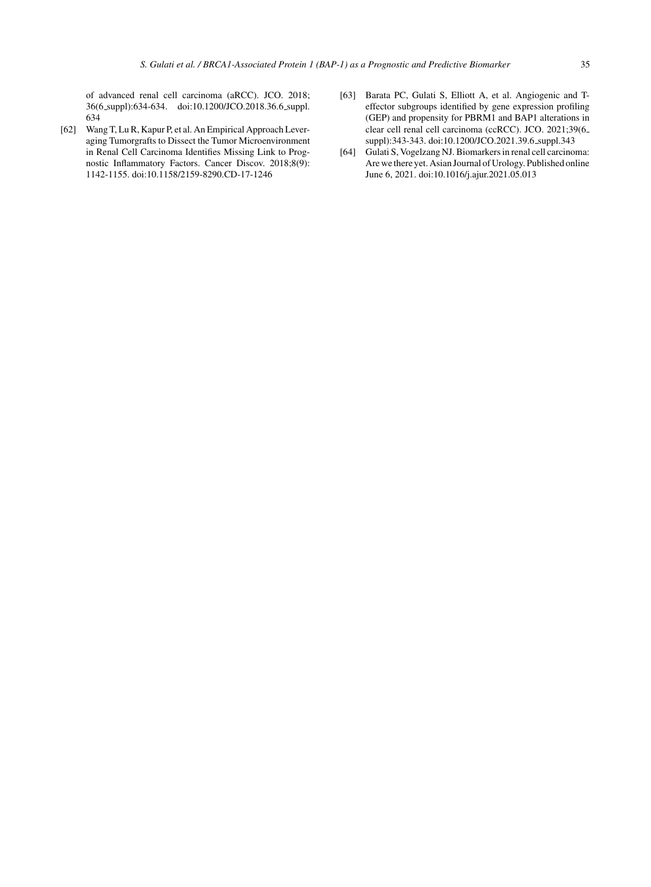of advanced renal cell carcinoma (aRCC). JCO. 2018; 36(6_suppl):634-634. doi:10.1200/JCO.2018.36.6_suppl.634

[62] Wang T, Lu R, Kapur P, et al. An Empirical Approach Leveraging Tumorgrafts to Dissect the Tumor Microenvironment in Renal Cell Carcinoma Identifies Missing Link to Prognostic Inflammatory Factors. Cancer Discov. 2018;8(9): 1142-1155. doi:10.1158/2159-8290.CD-17-1246

[63] Barata PC, Gulati S, Elliott A, et al. Angiogenic and T-effector subgroups identified by gene expression profiling (GEP) and propensity for PBRM1 and BAP1 alterations in clear cell renal cell carcinoma (ccRCC). JCO. 2021;39(6_suppl):343-343. doi:10.1200/JCO.2021.39.6_suppl.343

[64] Gulati S, Vogelzang NJ. Biomarkers in renal cell carcinoma: Are we there yet. Asian Journal of Urology. Published online June 6, 2021. doi:10.1016/j.ajur.2021.05.013